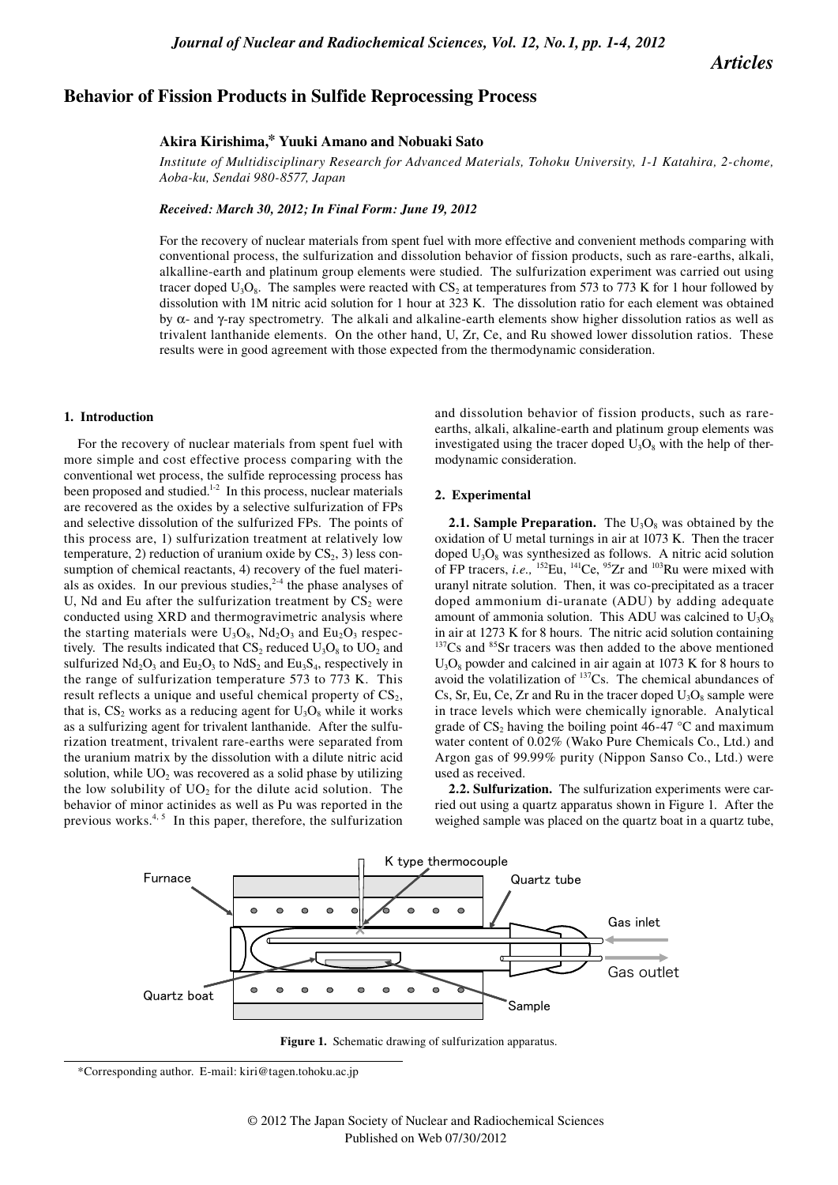*Articles*

# Behavior of Fission Products in Sulfide Reprocessing Process

**Akira Kirishima,* Yuuki Amano and Nobuaki Sato**

*Institute of Multidisciplinary Research for Advanced Materials, Tohoku University, 1-1 Katahira, 2-chome, Aoba-ku, Sendai 980-8577, Japan*

*Received: March 30, 2012; In Final Form: June 19, 2012*

For the recovery of nuclear materials from spent fuel with more effective and convenient methods comparing with conventional process, the sulfurization and dissolution behavior of fission products, such as rare-earths, alkali, alkalline-earth and platinum group elements were studied. The sulfurization experiment was carried out using tracer doped $U_3O_8$. The samples were reacted with $CS_2$ at temperatures from 573 to 773 K for 1 hour followed by dissolution with 1M nitric acid solution for 1 hour at 323 K. The dissolution ratio for each element was obtained by α- and γ-ray spectrometry. The alkali and alkaline-earth elements show higher dissolution ratios as well as trivalent lanthanide elements. On the other hand, U, Zr, Ce, and Ru showed lower dissolution ratios. These results were in good agreement with those expected from the thermodynamic consideration.

## 1. Introduction

For the recovery of nuclear materials from spent fuel with more simple and cost effective process comparing with the conventional wet process, the sulfide reprocessing process has been proposed and studied.[1-2] In this process, nuclear materials are recovered as the oxides by a selective sulfurization of FPs and selective dissolution of the sulfurized FPs. The points of this process are, 1) sulfurization treatment at relatively low temperature, 2) reduction of uranium oxide by $CS_2$, 3) less consumption of chemical reactants, 4) recovery of the fuel materials as oxides. In our previous studies,[2-4] the phase analyses of U, Nd and Eu after the sulfurization treatment by $CS_2$ were conducted using XRD and thermogravimetric analysis where the starting materials were $U_3O_8$, $Nd_2O_3$ and $Eu_2O_3$ respectively. The results indicated that $CS_2$ reduced $U_3O_8$ to $UO_2$ and sulfurized $Nd_2O_3$ and $Eu_2O_3$ to $NdS_2$ and $Eu_3S_4$, respectively in the range of sulfurization temperature 573 to 773 K. This result reflects a unique and useful chemical property of $CS_2$, that is, $CS_2$ works as a reducing agent for $U_3O_8$ while it works as a sulfurizing agent for trivalent lanthanide. After the sulfurization treatment, trivalent rare-earths were separated from the uranium matrix by the dissolution with a dilute nitric acid solution, while $UO_2$ was recovered as a solid phase by utilizing the low solubility of $UO_2$ for the dilute acid solution. The behavior of minor actinides as well as Pu was reported in the previous works.[4, 5] In this paper, therefore, the sulfurization and dissolution behavior of fission products, such as rare-earths, alkali, alkaline-earth and platinum group elements was investigated using the tracer doped $U_3O_8$ with the help of thermodynamic consideration.

## 2. Experimental

**2.1. Sample Preparation.** The $U_3O_8$ was obtained by the oxidation of U metal turnings in air at 1073 K. Then the tracer doped $U_3O_8$ was synthesized as follows. A nitric acid solution of FP tracers, *i.e.*, $^{152}$Eu, $^{141}$Ce, $^{95}$Zr and $^{103}$Ru were mixed with uranyl nitrate solution. Then, it was co-precipitated as a tracer doped ammonium di-uranate (ADU) by adding adequate amount of ammonia solution. This ADU was calcined to $U_3O_8$ in air at 1273 K for 8 hours. The nitric acid solution containing $^{137}$Cs and $^{85}$Sr tracers was then added to the above mentioned $U_3O_8$ powder and calcined in air again at 1073 K for 8 hours to avoid the volatilization of $^{137}$Cs. The chemical abundances of Cs, Sr, Eu, Ce, Zr and Ru in the tracer doped $U_3O_8$ sample were in trace levels which were chemically ignorable. Analytical grade of $CS_2$ having the boiling point 46-47 °C and maximum water content of 0.02% (Wako Pure Chemicals Co., Ltd.) and Argon gas of 99.99% purity (Nippon Sanso Co., Ltd.) were used as received.

**2.2. Sulfurization.** The sulfurization experiments were carried out using a quartz apparatus shown in Figure 1. After the weighed sample was placed on the quartz boat in a quartz tube,

**Figure 1.** Schematic drawing of sulfurization apparatus.

*Corresponding author. E-mail: kiri@tagen.tohoku.ac.jp

© 2012 The Japan Society of Nuclear and Radiochemical Sciences
Published on Web 07/30/2012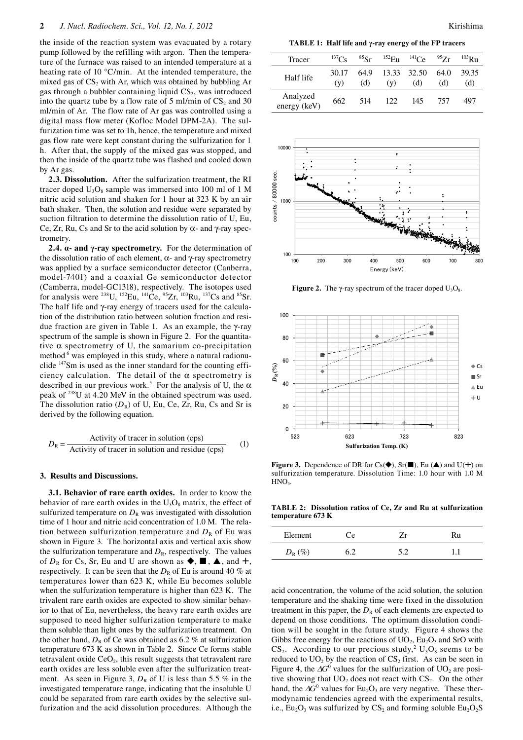the inside of the reaction system was evacuated by a rotary pump followed by the refilling with argon. Then the temperature of the furnace was raised to an intended temperature at a heating rate of 10 °C/min. At the intended temperature, the mixed gas of $CS_2$ with Ar, which was obtained by bubbling Ar gas through a bubbler containing liquid $CS_2$, was introduced into the quartz tube by a flow rate of 5 ml/min of $CS_2$ and 30 ml/min of Ar. The flow rate of Ar gas was controlled using a digital mass flow meter (Kofloc Model DPM-2A). The sulfurization time was set to 1h, hence, the temperature and mixed gas flow rate were kept constant during the sulfurization for 1 h. After that, the supply of the mixed gas was stopped, and then the inside of the quartz tube was flashed and cooled down by Ar gas.

**2.3. Dissolution.** After the sulfurization treatment, the RI tracer doped $U_3O_8$ sample was immersed into 100 ml of 1 M nitric acid solution and shaken for 1 hour at 323 K by an air bath shaker. Then, the solution and residue were separated by suction filtration to determine the dissolution ratio of U, Eu, Ce, Zr, Ru, Cs and Sr to the acid solution by α- and γ-ray spectrometry.

**2.4. α- and γ-ray spectrometry.** For the determination of the dissolution ratio of each element, α- and γ-ray spectrometry was applied by a surface semiconductor detector (Canberra, model-7401) and a coaxial Ge semiconductor detector (Canberra, model-GC1318), respectively. The isotopes used for analysis were $^{238}U$, $^{152}Eu$, $^{141}Ce$, $^{95}Zr$, $^{103}Ru$, $^{137}Cs$ and $^{85}Sr$. The half life and γ-ray energy of tracers used for the calculation of the distribution ratio between solution fraction and residue fraction are given in Table 1. As an example, the γ-ray spectrum of the sample is shown in Figure 2. For the quantitative α spectrometry of U, the samarium co-precipitation method[6] was employed in this study, where a natural radionuclide $^{147}Sm$ is used as the inner standard for the counting efficiency calculation. The detail of the α spectrometry is described in our previous work.[5] For the analysis of U, the α peak of $^{238}U$ at 4.20 MeV in the obtained spectrum was used. The dissolution ratio ($D_R$) of U, Eu, Ce, Zr, Ru, Cs and Sr is derived by the following equation.

$$D_R = \frac{\text{Activity of tracer in solution (cps)}}{\text{Activity of tracer in solution and residue (cps)}} \quad (1)$$

## 3. Results and Discussions.

**3.1. Behavior of rare earth oxides.** In order to know the behavior of rare earth oxides in the $U_3O_8$ matrix, the effect of sulfurized temperature on $D_R$ was investigated with dissolution time of 1 hour and nitric acid concentration of 1.0 M. The relation between sulfurization temperature and $D_R$ of Eu was shown in Figure 3. The horizontal axis and vertical axis show the sulfurization temperature and $D_R$, respectively. The values of $D_R$ for Cs, Sr, Eu and U are shown as ◆, ■, ▲, and +, respectively. It can be seen that the $D_R$ of Eu is around 40 % at temperatures lower than 623 K, while Eu becomes soluble when the sulfurization temperature is higher than 623 K. The trivalent rare earth oxides are expected to show similar behavior to that of Eu, nevertheless, the heavy rare earth oxides are supposed to need higher sulfurization temperature to make them soluble than light ones by the sulfurization treatment. On the other hand, $D_R$ of Ce was obtained as 6.2 % at sulfurization temperature 673 K as shown in Table 2. Since Ce forms stable tetravalent oxide $CeO_2$, this result suggests that tetravalent rare earth oxides are less soluble even after the sulfurization treatment. As seen in Figure 3, $D_R$ of U is less than 5.5 % in the investigated temperature range, indicating that the insoluble U could be separated from rare earth oxides by the selective sulfurization and the acid dissolution procedures. Although the acid concentration, the volume of the acid solution, the solution temperature and the shaking time were fixed in the dissolution treatment in this paper, the $D_R$ of each elements are expected to depend on those conditions. The optimum dissolution condition will be sought in the future study. Figure 4 shows the Gibbs free energy for the reactions of $UO_2$, $Eu_2O_3$ and SrO with $CS_2$. According to our precious study,[2] $U_3O_8$ seems to be reduced to $UO_2$ by the reaction of $CS_2$ first. As can be seen in Figure 4, the $\Delta G^0$ values for the sulfurization of $UO_2$ are positive showing that $UO_2$ does not react with $CS_2$. On the other hand, the $\Delta G^0$ values for $Eu_2O_3$ are very negative. These thermodynamic tendencies agreed with the experimental results, i.e., $Eu_2O_3$ was sulfurized by $CS_2$ and forming soluble $Eu_2O_2S$

**TABLE 1: Half life and γ-ray energy of the FP tracers**

| Tracer | $^{137}Cs$ | $^{85}Sr$ | $^{152}Eu$ | $^{141}Ce$ | $^{95}Zr$ | $^{103}Ru$ |
|---|---|---|---|---|---|---|
| Half life | 30.17 (y) | 64.9 (d) | 13.33 (y) | 32.50 (d) | 64.0 (d) | 39.35 (d) |
| Analyzed energy (keV) | 662 | 514 | 122 | 145 | 757 | 497 |

**Figure 2.** The γ-ray spectrum of the tracer doped $U_3O_8$.

**Figure 3.** Dependence of DR for Cs(◆), Sr(■), Eu (▲) and U(+) on sulfurization temperature. Dissolution Time: 1.0 hour with 1.0 M $HNO_3$.

**TABLE 2: Dissolution ratios of Ce, Zr and Ru at sulfurization temperature 673 K**

| Element | Ce | Zr | Ru |
|---|---|---|---|
| $D_R$ (%) | 6.2 | 5.2 | 1.1 |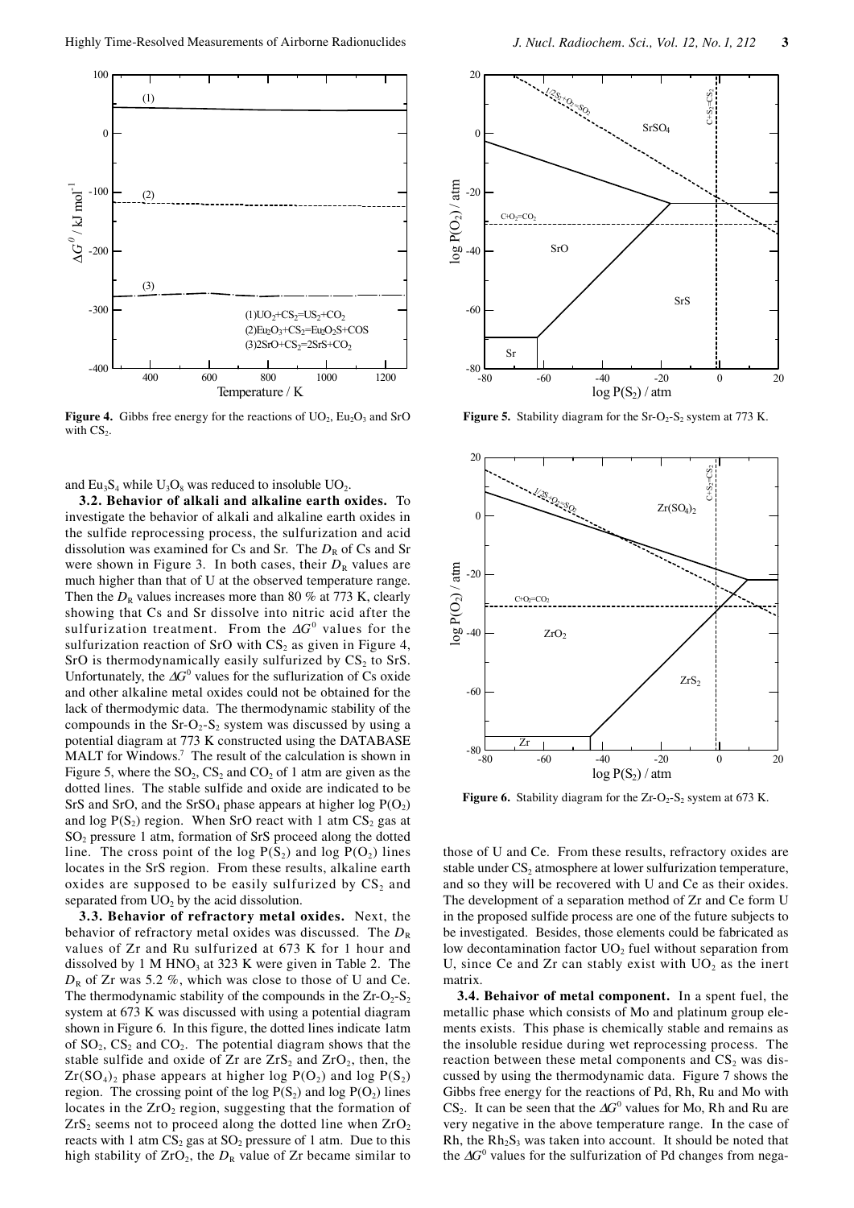**Figure 4.** Gibbs free energy for the reactions of $UO_2$, $Eu_2O_3$ and SrO with $CS_2$.

**Figure 5.** Stability diagram for the Sr-$O_2$-$S_2$ system at 773 K.

**Figure 6.** Stability diagram for the Zr-$O_2$-$S_2$ system at 673 K.

and $Eu_3S_4$ while $U_3O_8$ was reduced to insoluble $UO_2$.

**3.2. Behavior of alkali and alkaline earth oxides.** To investigate the behavior of alkali and alkaline earth oxides in the sulfide reprocessing process, the sulfurization and acid dissolution was examined for Cs and Sr. The $D_R$ of Cs and Sr were shown in Figure 3. In both cases, their $D_R$ values are much higher than that of U at the observed temperature range. Then the $D_R$ values increases more than 80 % at 773 K, clearly showing that Cs and Sr dissolve into nitric acid after the sulfurization treatment. From the $\Delta G^0$ values for the sulfurization reaction of SrO with $CS_2$ as given in Figure 4, SrO is thermodynamically easily sulfurized by $CS_2$ to SrS. Unfortunately, the $\Delta G^0$ values for the suflurization of Cs oxide and other alkaline metal oxides could not be obtained for the lack of thermodymic data. The thermodynamic stability of the compounds in the Sr-$O_2$-$S_2$ system was discussed by using a potential diagram at 773 K constructed using the DATABASE MALT for Windows.[7] The result of the calculation is shown in Figure 5, where the $SO_2$, $CS_2$ and $CO_2$ of 1 atm are given as the dotted lines. The stable sulfide and oxide are indicated to be SrS and SrO, and the $SrSO_4$ phase appears at higher log P($O_2$) and log P($S_2$) region. When SrO react with 1 atm $CS_2$ gas at $SO_2$ pressure 1 atm, formation of SrS proceed along the dotted line. The cross point of the log P($S_2$) and log P($O_2$) lines locates in the SrS region. From these results, alkaline earth oxides are supposed to be easily sulfurized by $CS_2$ and separated from $UO_2$ by the acid dissolution.

**3.3. Behavior of refractory metal oxides.** Next, the behavior of refractory metal oxides was discussed. The $D_R$ values of Zr and Ru sulfurized at 673 K for 1 hour and dissolved by 1 M $HNO_3$ at 323 K were given in Table 2. The $D_R$ of Zr was 5.2 %, which was close to those of U and Ce. The thermodynamic stability of the compounds in the Zr-$O_2$-$S_2$ system at 673 K was discussed with using a potential diagram shown in Figure 6. In this figure, the dotted lines indicate 1atm of $SO_2$, $CS_2$ and $CO_2$. The potential diagram shows that the stable sulfide and oxide of Zr are $ZrS_2$ and $ZrO_2$, then, the $Zr(SO_4)_2$ phase appears at higher log P($O_2$) and log P($S_2$) region. The crossing point of the log P($S_2$) and log P($O_2$) lines locates in the $ZrO_2$ region, suggesting that the formation of $ZrS_2$ seems not to proceed along the dotted line when $ZrO_2$ reacts with 1 atm $CS_2$ gas at $SO_2$ pressure of 1 atm. Due to this high stability of $ZrO_2$, the $D_R$ value of Zr became similar to those of U and Ce. From these results, refractory oxides are stable under $CS_2$ atmosphere at lower sulfurization temperature, and so they will be recovered with U and Ce as their oxides. The development of a separation method of Zr and Ce form U in the proposed sulfide process are one of the future subjects to be investigated. Besides, those elements could be fabricated as low decontamination factor $UO_2$ fuel without separation from U, since Ce and Zr can stably exist with $UO_2$ as the inert matrix.

**3.4. Behaivor of metal component.** In a spent fuel, the metallic phase which consists of Mo and platinum group elements exists. This phase is chemically stable and remains as the insoluble residue during wet reprocessing process. The reaction between these metal components and $CS_2$ was discussed by using the thermodynamic data. Figure 7 shows the Gibbs free energy for the reactions of Pd, Rh, Ru and Mo with $CS_2$. It can be seen that the $\Delta G^0$ values for Mo, Rh and Ru are very negative in the above temperature range. In the case of Rh, the $Rh_2S_3$ was taken into account. It should be noted that the $\Delta G^0$ values for the sulfurization of Pd changes from nega-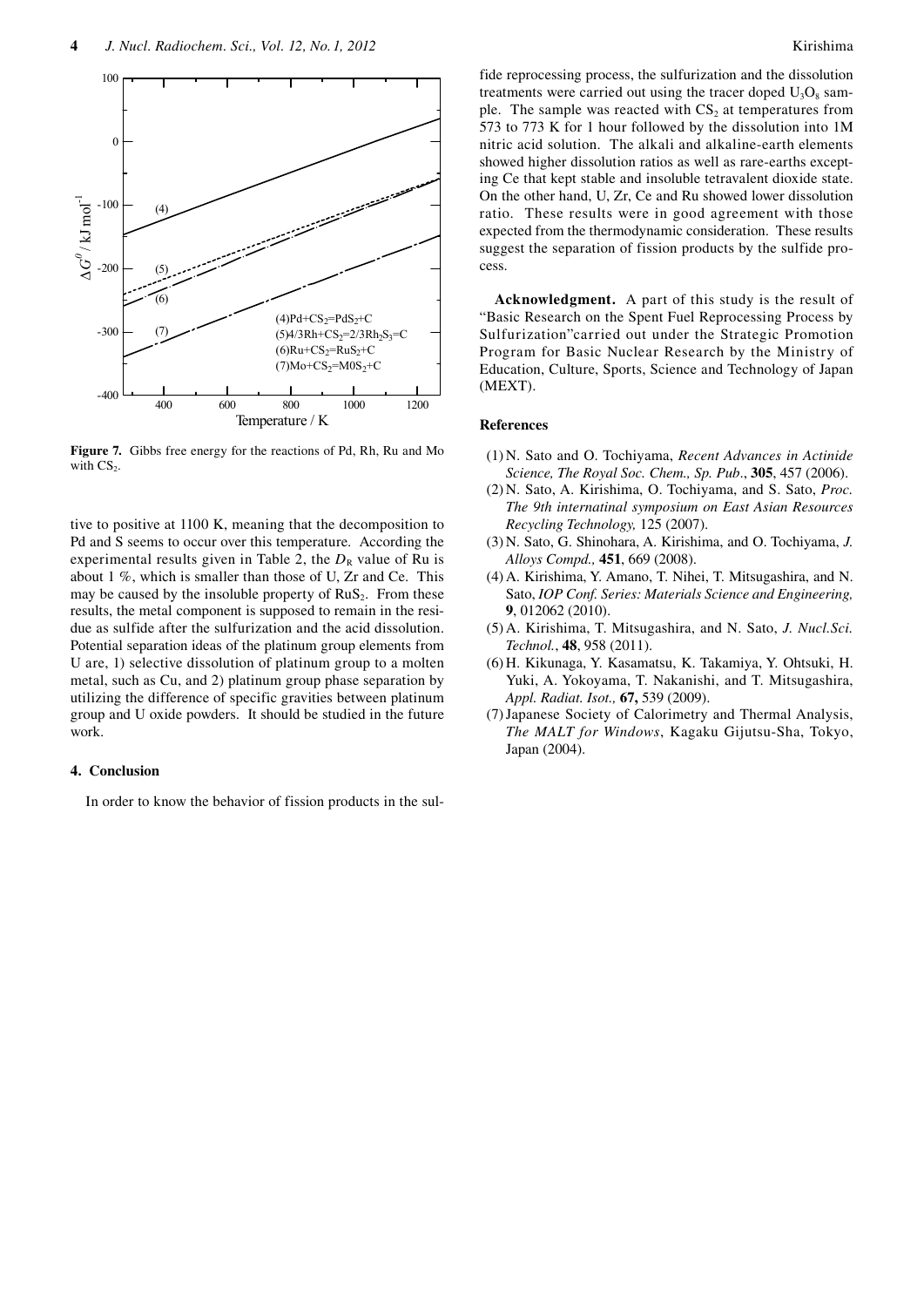100

0

-100

-200

-300

-400

400 600 800 1000 1200

$\Delta G^0$ / kJ mol$^{-1}$

Temperature / K

(4)

(5)

(6)

(7)

(4)$Pd+CS_2=PdS_2+C$

(5)$4/3Rh+CS_2=2/3Rh_2S_3=C$

(6)$Ru+CS_2=RuS_2+C$

(7)$Mo+CS_2=M0S_2+C$

**Figure 7.** Gibbs free energy for the reactions of Pd, Rh, Ru and Mo with $CS_2$.

tive to positive at 1100 K, meaning that the decomposition to Pd and S seems to occur over this temperature. According the experimental results given in Table 2, the $D_R$ value of Ru is about 1 %, which is smaller than those of U, Zr and Ce. This may be caused by the insoluble property of $RuS_2$. From these results, the metal component is supposed to remain in the residue as sulfide after the sulfurization and the acid dissolution. Potential separation ideas of the platinum group elements from U are, 1) selective dissolution of platinum group to a molten metal, such as Cu, and 2) platinum group phase separation by utilizing the difference of specific gravities between platinum group and U oxide powders. It should be studied in the future work.

## 4. Conclusion

In order to know the behavior of fission products in the sulfide reprocessing process, the sulfurization and the dissolution treatments were carried out using the tracer doped $U_3O_8$ sample. The sample was reacted with $CS_2$ at temperatures from 573 to 773 K for 1 hour followed by the dissolution into 1M nitric acid solution. The alkali and alkaline-earth elements showed higher dissolution ratios as well as rare-earths excepting Ce that kept stable and insoluble tetravalent dioxide state. On the other hand, U, Zr, Ce and Ru showed lower dissolution ratio. These results were in good agreement with those expected from the thermodynamic consideration. These results suggest the separation of fission products by the sulfide process.

**Acknowledgment.** A part of this study is the result of "Basic Research on the Spent Fuel Reprocessing Process by Sulfurization"carried out under the Strategic Promotion Program for Basic Nuclear Research by the Ministry of Education, Culture, Sports, Science and Technology of Japan (MEXT).

## References

(1) N. Sato and O. Tochiyama, *Recent Advances in Actinide Science, The Royal Soc. Chem., Sp. Pub*., **305**, 457 (2006).

(2) N. Sato, A. Kirishima, O. Tochiyama, and S. Sato, *Proc. The 9th internatinal symposium on East Asian Resources Recycling Technology,* 125 (2007).

(3) N. Sato, G. Shinohara, A. Kirishima, and O. Tochiyama, *J. Alloys Compd.,* **451**, 669 (2008).

(4) A. Kirishima, Y. Amano, T. Nihei, T. Mitsugashira, and N. Sato, *IOP Conf. Series: Materials Science and Engineering,* **9**, 012062 (2010).

(5) A. Kirishima, T. Mitsugashira, and N. Sato, *J. Nucl.Sci. Technol.*, **48**, 958 (2011).

(6) H. Kikunaga, Y. Kasamatsu, K. Takamiya, Y. Ohtsuki, H. Yuki, A. Yokoyama, T. Nakanishi, and T. Mitsugashira, *Appl. Radiat. Isot.,* **67,** 539 (2009).

(7) Japanese Society of Calorimetry and Thermal Analysis, *The MALT for Windows*, Kagaku Gijutsu-Sha, Tokyo, Japan (2004).